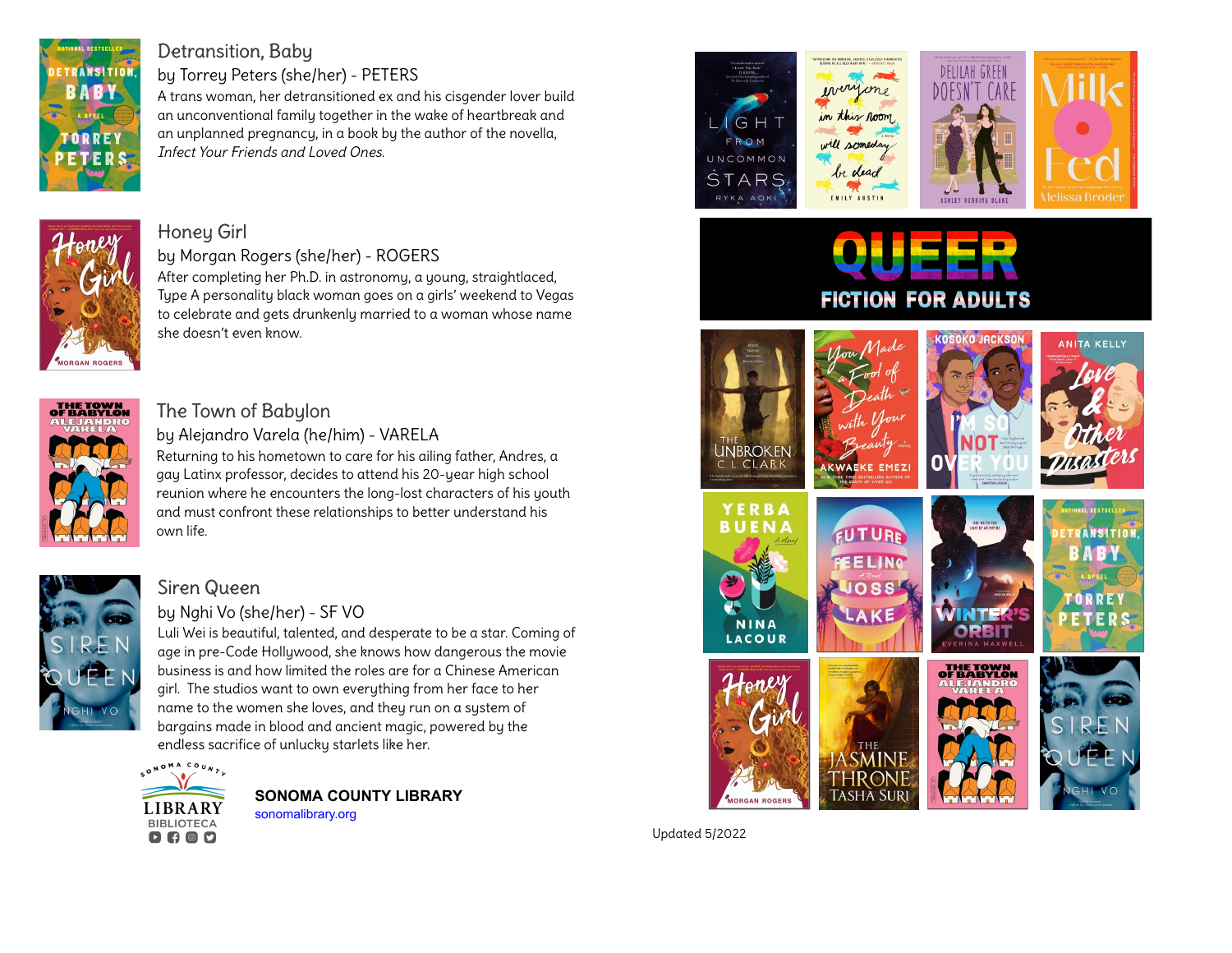# QUEER FICTION FOR ADULTS

## Detransition, Baby
### by Torrey Peters (she/her) - PETERS

A trans woman, her detransitioned ex and his cisgender lover build an unconventional family together in the wake of heartbreak and an unplanned pregnancy, in a book by the author of the novella, *Infect Your Friends and Loved Ones*.

## Honey Girl
### by Morgan Rogers (she/her) - ROGERS

After completing her Ph.D. in astronomy, a young, straightlaced, Type A personality black woman goes on a girls' weekend to Vegas to celebrate and gets drunkenly married to a woman whose name she doesn't even know.

## The Town of Babylon
### by Alejandro Varela (he/him) - VARELA

Returning to his hometown to care for his ailing father, Andres, a gay Latinx professor, decides to attend his 20-year high school reunion where he encounters the long-lost characters of his youth and must confront these relationships to better understand his own life.

## Siren Queen
### by Nghi Vo (she/her) - SF VO

Luli Wei is beautiful, talented, and desperate to be a star. Coming of age in pre-Code Hollywood, she knows how dangerous the movie business is and how limited the roles are for a Chinese American girl. The studios want to own everything from her face to her name to the women she loves, and they run on a system of bargains made in blood and ancient magic, powered by the endless sacrifice of unlucky starlets like her.

**SONOMA COUNTY LIBRARY**
sonomalibrary.org

Updated 5/2022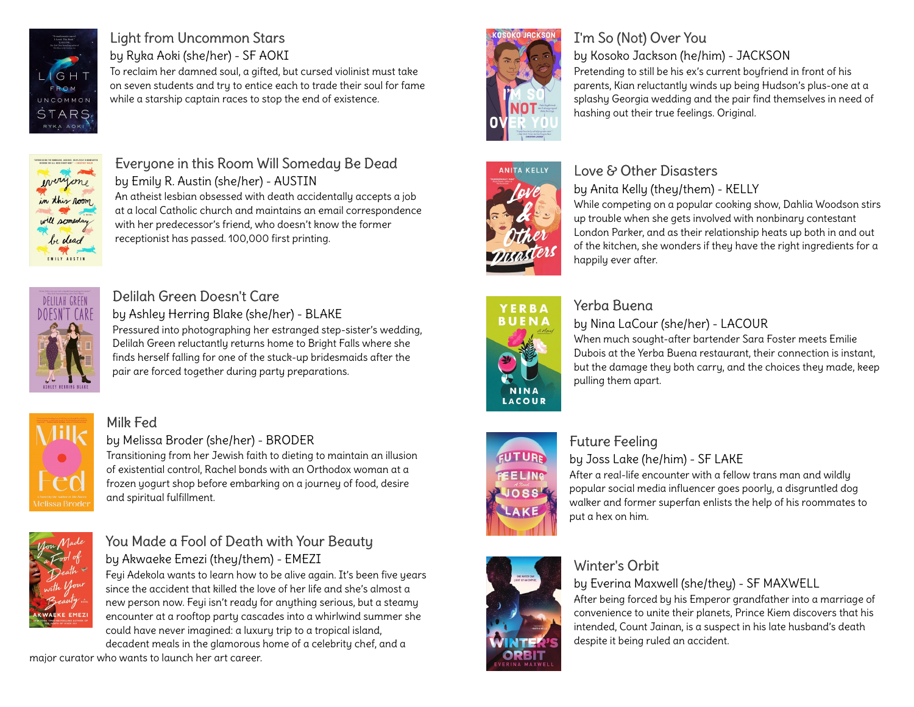### Light from Uncommon Stars

by Ryka Aoki (she/her) - SF AOKI

To reclaim her damned soul, a gifted, but cursed violinist must take on seven students and try to entice each to trade their soul for fame while a starship captain races to stop the end of existence.

### Everyone in this Room Will Someday Be Dead

by Emily R. Austin (she/her) - AUSTIN

An atheist lesbian obsessed with death accidentally accepts a job at a local Catholic church and maintains an email correspondence with her predecessor's friend, who doesn't know the former receptionist has passed. 100,000 first printing.

### Delilah Green Doesn't Care

by Ashley Herring Blake (she/her) - BLAKE

Pressured into photographing her estranged step-sister's wedding, Delilah Green reluctantly returns home to Bright Falls where she finds herself falling for one of the stuck-up bridesmaids after the pair are forced together during party preparations.

### Milk Fed

by Melissa Broder (she/her) - BRODER

Transitioning from her Jewish faith to dieting to maintain an illusion of existential control, Rachel bonds with an Orthodox woman at a frozen yogurt shop before embarking on a journey of food, desire and spiritual fulfillment.

### You Made a Fool of Death with Your Beauty

by Akwaeke Emezi (they/them) - EMEZI

Feyi Adekola wants to learn how to be alive again. It's been five years since the accident that killed the love of her life and she's almost a new person now. Feyi isn't ready for anything serious, but a steamy encounter at a rooftop party cascades into a whirlwind summer she could have never imagined: a luxury trip to a tropical island, decadent meals in the glamorous home of a celebrity chef, and a major curator who wants to launch her art career.

### I'm So (Not) Over You

by Kosoko Jackson (he/him) - JACKSON

Pretending to still be his ex's current boyfriend in front of his parents, Kian reluctantly winds up being Hudson's plus-one at a splashy Georgia wedding and the pair find themselves in need of hashing out their true feelings. Original.

### Love & Other Disasters

by Anita Kelly (they/them) - KELLY

While competing on a popular cooking show, Dahlia Woodson stirs up trouble when she gets involved with nonbinary contestant London Parker, and as their relationship heats up both in and out of the kitchen, she wonders if they have the right ingredients for a happily ever after.

### Yerba Buena

by Nina LaCour (she/her) - LACOUR

When much sought-after bartender Sara Foster meets Emilie Dubois at the Yerba Buena restaurant, their connection is instant, but the damage they both carry, and the choices they made, keep pulling them apart.

### Future Feeling

by Joss Lake (he/him) - SF LAKE

After a real-life encounter with a fellow trans man and wildly popular social media influencer goes poorly, a disgruntled dog walker and former superfan enlists the help of his roommates to put a hex on him.

### Winter's Orbit

by Everina Maxwell (she/they) - SF MAXWELL

After being forced by his Emperor grandfather into a marriage of convenience to unite their planets, Prince Kiem discovers that his intended, Count Jainan, is a suspect in his late husband's death despite it being ruled an accident.